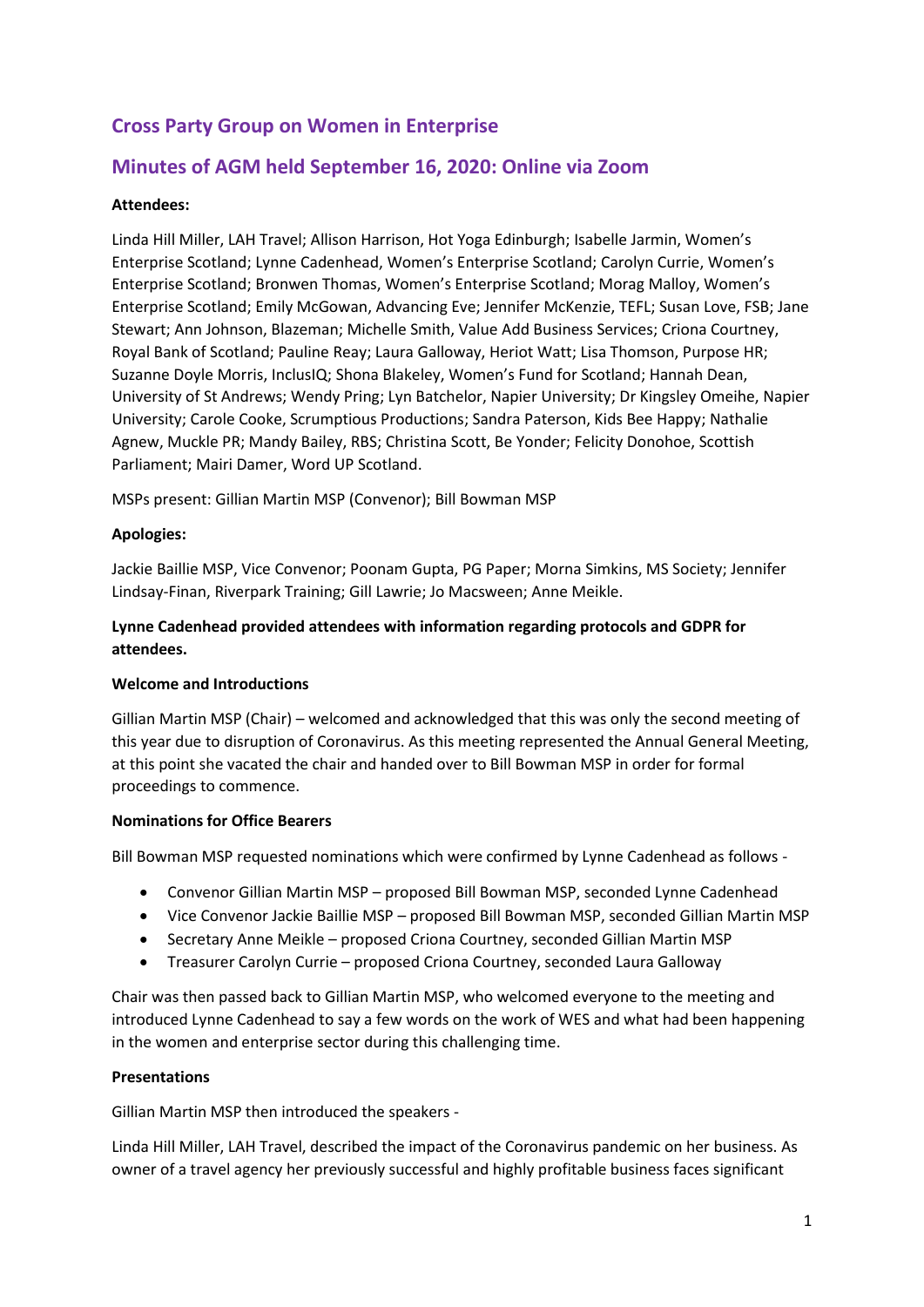# Cross Party Group on Women in Enterprise

## Minutes of AGM held September 16, 2020: Online via Zoom

**Attendees:**

Linda Hill Miller, LAH Travel; Allison Harrison, Hot Yoga Edinburgh; Isabelle Jarmin, Women's Enterprise Scotland; Lynne Cadenhead, Women's Enterprise Scotland; Carolyn Currie, Women's Enterprise Scotland; Bronwen Thomas, Women's Enterprise Scotland; Morag Malloy, Women's Enterprise Scotland; Emily McGowan, Advancing Eve; Jennifer McKenzie, TEFL; Susan Love, FSB; Jane Stewart; Ann Johnson, Blazeman; Michelle Smith, Value Add Business Services; Criona Courtney, Royal Bank of Scotland; Pauline Reay; Laura Galloway, Heriot Watt; Lisa Thomson, Purpose HR; Suzanne Doyle Morris, InclusIQ; Shona Blakeley, Women's Fund for Scotland; Hannah Dean, University of St Andrews; Wendy Pring; Lyn Batchelor, Napier University; Dr Kingsley Omeihe, Napier University; Carole Cooke, Scrumptious Productions; Sandra Paterson, Kids Bee Happy; Nathalie Agnew, Muckle PR; Mandy Bailey, RBS; Christina Scott, Be Yonder; Felicity Donohoe, Scottish Parliament; Mairi Damer, Word UP Scotland.

MSPs present: Gillian Martin MSP (Convenor); Bill Bowman MSP

**Apologies:**

Jackie Baillie MSP, Vice Convenor; Poonam Gupta, PG Paper; Morna Simkins, MS Society; Jennifer Lindsay-Finan, Riverpark Training; Gill Lawrie; Jo Macsween; Anne Meikle.

**Lynne Cadenhead provided attendees with information regarding protocols and GDPR for attendees.**

**Welcome and Introductions**

Gillian Martin MSP (Chair) – welcomed and acknowledged that this was only the second meeting of this year due to disruption of Coronavirus. As this meeting represented the Annual General Meeting, at this point she vacated the chair and handed over to Bill Bowman MSP in order for formal proceedings to commence.

**Nominations for Office Bearers**

Bill Bowman MSP requested nominations which were confirmed by Lynne Cadenhead as follows -

- Convenor Gillian Martin MSP – proposed Bill Bowman MSP, seconded Lynne Cadenhead
- Vice Convenor Jackie Baillie MSP – proposed Bill Bowman MSP, seconded Gillian Martin MSP
- Secretary Anne Meikle – proposed Criona Courtney, seconded Gillian Martin MSP
- Treasurer Carolyn Currie – proposed Criona Courtney, seconded Laura Galloway

Chair was then passed back to Gillian Martin MSP, who welcomed everyone to the meeting and introduced Lynne Cadenhead to say a few words on the work of WES and what had been happening in the women and enterprise sector during this challenging time.

**Presentations**

Gillian Martin MSP then introduced the speakers -

Linda Hill Miller, LAH Travel, described the impact of the Coronavirus pandemic on her business. As owner of a travel agency her previously successful and highly profitable business faces significant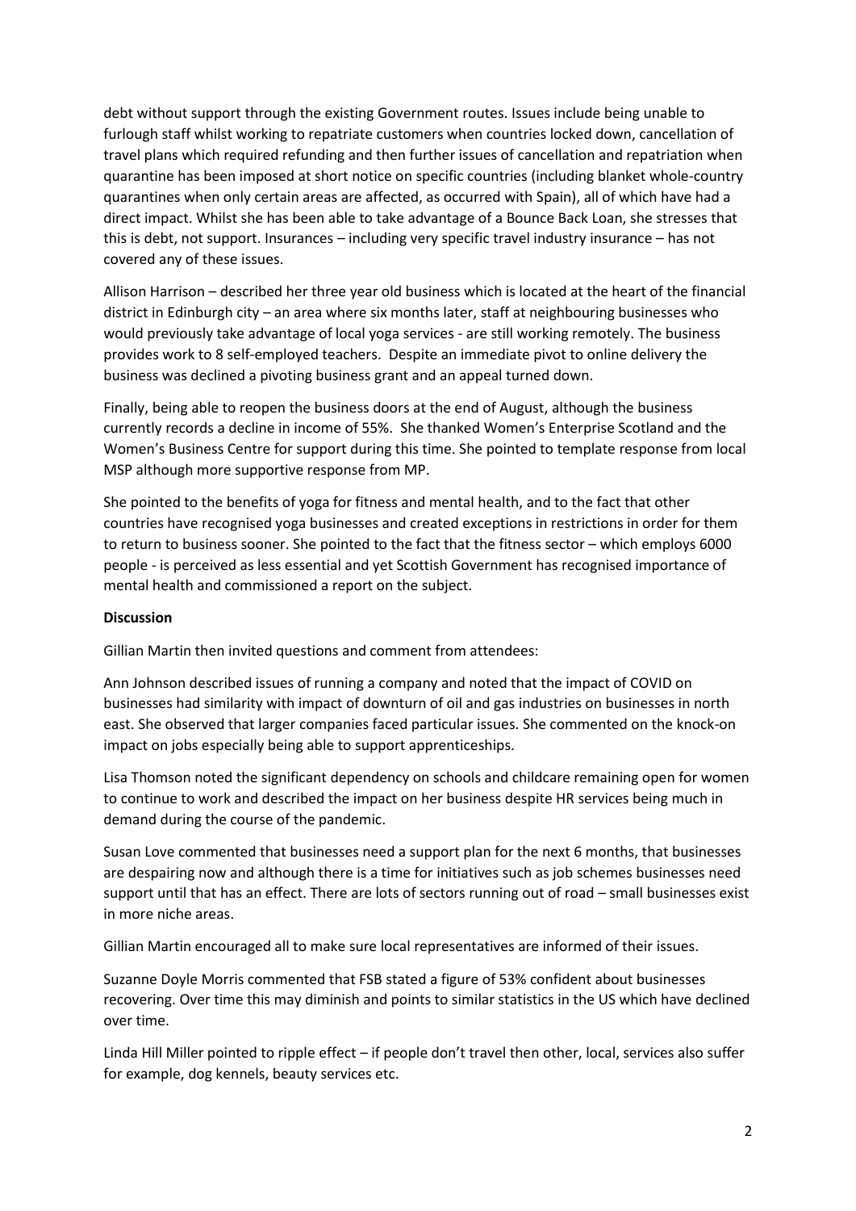debt without support through the existing Government routes. Issues include being unable to furlough staff whilst working to repatriate customers when countries locked down, cancellation of travel plans which required refunding and then further issues of cancellation and repatriation when quarantine has been imposed at short notice on specific countries (including blanket whole-country quarantines when only certain areas are affected, as occurred with Spain), all of which have had a direct impact. Whilst she has been able to take advantage of a Bounce Back Loan, she stresses that this is debt, not support. Insurances – including very specific travel industry insurance – has not covered any of these issues.

Allison Harrison – described her three year old business which is located at the heart of the financial district in Edinburgh city – an area where six months later, staff at neighbouring businesses who would previously take advantage of local yoga services - are still working remotely. The business provides work to 8 self-employed teachers. Despite an immediate pivot to online delivery the business was declined a pivoting business grant and an appeal turned down.

Finally, being able to reopen the business doors at the end of August, although the business currently records a decline in income of 55%. She thanked Women's Enterprise Scotland and the Women's Business Centre for support during this time. She pointed to template response from local MSP although more supportive response from MP.

She pointed to the benefits of yoga for fitness and mental health, and to the fact that other countries have recognised yoga businesses and created exceptions in restrictions in order for them to return to business sooner. She pointed to the fact that the fitness sector – which employs 6000 people - is perceived as less essential and yet Scottish Government has recognised importance of mental health and commissioned a report on the subject.

**Discussion**

Gillian Martin then invited questions and comment from attendees:

Ann Johnson described issues of running a company and noted that the impact of COVID on businesses had similarity with impact of downturn of oil and gas industries on businesses in north east. She observed that larger companies faced particular issues. She commented on the knock-on impact on jobs especially being able to support apprenticeships.

Lisa Thomson noted the significant dependency on schools and childcare remaining open for women to continue to work and described the impact on her business despite HR services being much in demand during the course of the pandemic.

Susan Love commented that businesses need a support plan for the next 6 months, that businesses are despairing now and although there is a time for initiatives such as job schemes businesses need support until that has an effect. There are lots of sectors running out of road – small businesses exist in more niche areas.

Gillian Martin encouraged all to make sure local representatives are informed of their issues.

Suzanne Doyle Morris commented that FSB stated a figure of 53% confident about businesses recovering. Over time this may diminish and points to similar statistics in the US which have declined over time.

Linda Hill Miller pointed to ripple effect – if people don't travel then other, local, services also suffer for example, dog kennels, beauty services etc.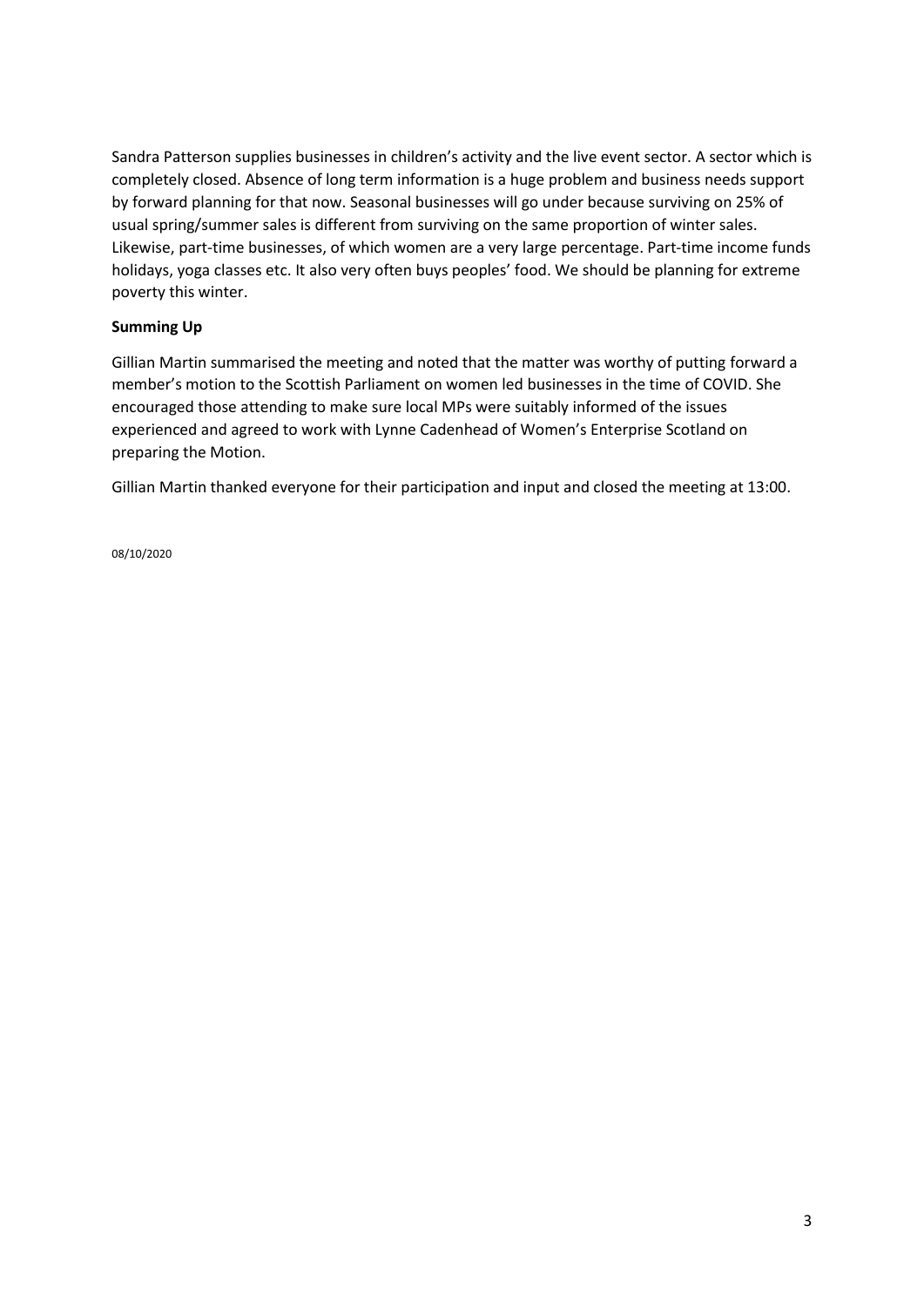Sandra Patterson supplies businesses in children's activity and the live event sector. A sector which is completely closed. Absence of long term information is a huge problem and business needs support by forward planning for that now. Seasonal businesses will go under because surviving on 25% of usual spring/summer sales is different from surviving on the same proportion of winter sales. Likewise, part-time businesses, of which women are a very large percentage. Part-time income funds holidays, yoga classes etc. It also very often buys peoples' food. We should be planning for extreme poverty this winter.

**Summing Up**

Gillian Martin summarised the meeting and noted that the matter was worthy of putting forward a member's motion to the Scottish Parliament on women led businesses in the time of COVID. She encouraged those attending to make sure local MPs were suitably informed of the issues experienced and agreed to work with Lynne Cadenhead of Women's Enterprise Scotland on preparing the Motion.

Gillian Martin thanked everyone for their participation and input and closed the meeting at 13:00.

08/10/2020